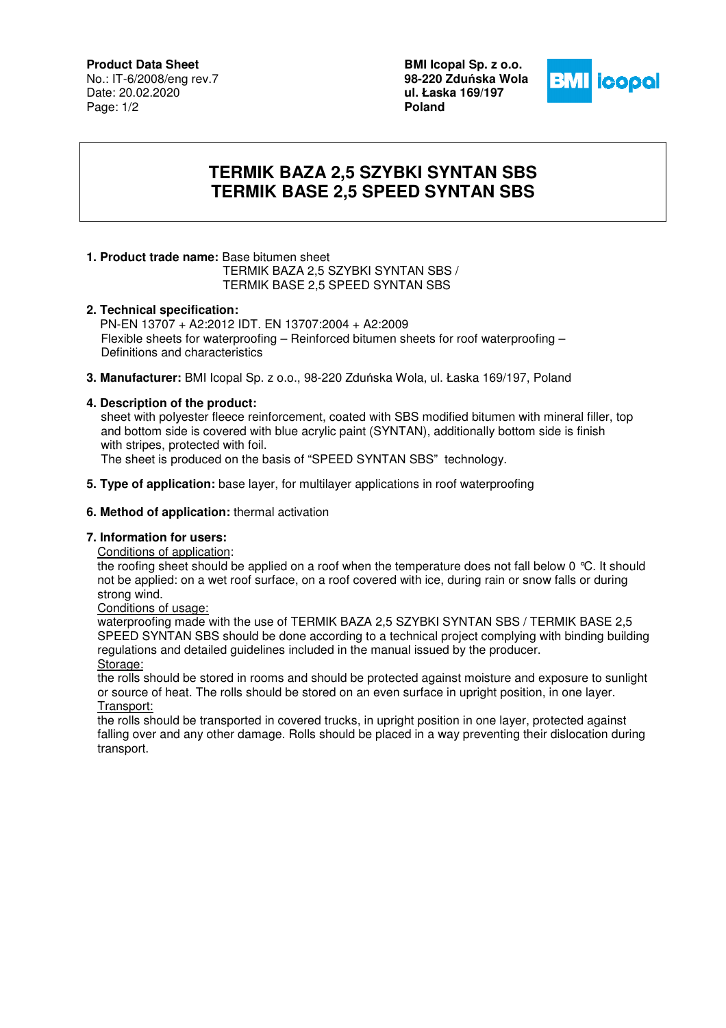**Product Data Sheet**
No.: IT-6/2008/eng rev.7
Date: 20.02.2020

**BMI Icopal Sp. z o.o.**
**98-220 Zduńska Wola**
**ul. Łaska 169/197**
**Poland**

# TERMIK BAZA 2,5 SZYBKI SYNTAN SBS
# TERMIK BASE 2,5 SPEED SYNTAN SBS

**1. Product trade name:** Base bitumen sheet
TERMIK BAZA 2,5 SZYBKI SYNTAN SBS /
TERMIK BASE 2,5 SPEED SYNTAN SBS

**2. Technical specification:**
PN-EN 13707 + A2:2012 IDT. EN 13707:2004 + A2:2009
Flexible sheets for waterproofing – Reinforced bitumen sheets for roof waterproofing – Definitions and characteristics

**3. Manufacturer:** BMI Icopal Sp. z o.o., 98-220 Zduńska Wola, ul. Łaska 169/197, Poland

**4. Description of the product:**
sheet with polyester fleece reinforcement, coated with SBS modified bitumen with mineral filler, top and bottom side is covered with blue acrylic paint (SYNTAN), additionally bottom side is finish with stripes, protected with foil.
The sheet is produced on the basis of "SPEED SYNTAN SBS" technology.

**5. Type of application:** base layer, for multilayer applications in roof waterproofing

**6. Method of application:** thermal activation

**7. Information for users:**

Conditions of application:
the roofing sheet should be applied on a roof when the temperature does not fall below 0 °C. It should not be applied: on a wet roof surface, on a roof covered with ice, during rain or snow falls or during strong wind.

Conditions of usage:
waterproofing made with the use of TERMIK BAZA 2,5 SZYBKI SYNTAN SBS / TERMIK BASE 2,5 SPEED SYNTAN SBS should be done according to a technical project complying with binding building regulations and detailed guidelines included in the manual issued by the producer.

Storage:
the rolls should be stored in rooms and should be protected against moisture and exposure to sunlight or source of heat. The rolls should be stored on an even surface in upright position, in one layer.

Transport:
the rolls should be transported in covered trucks, in upright position in one layer, protected against falling over and any other damage. Rolls should be placed in a way preventing their dislocation during transport.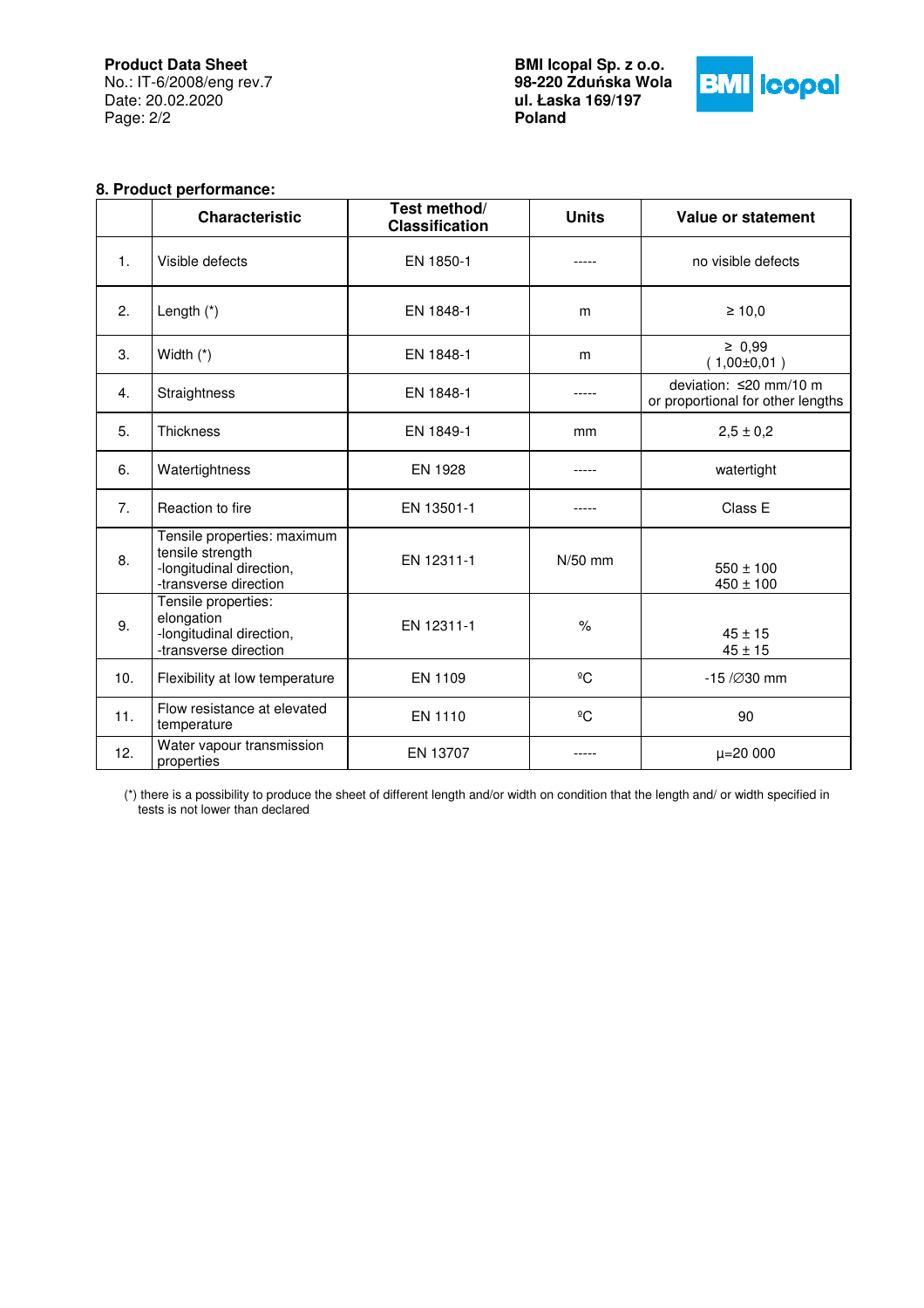**Product Data Sheet**
No.: IT-6/2008/eng rev.7
Date: 20.02.2020

**BMI Icopal Sp. z o.o.**
**98-220 Zduńska Wola**
**ul. Łaska 169/197**
**Poland**

### 8. Product performance:

| | Characteristic | Test method/ Classification | Units | Value or statement |
|---|---|---|---|---|
| 1. | Visible defects | EN 1850-1 | ----- | no visible defects |
| 2. | Length (*) | EN 1848-1 | m | ≥ 10,0 |
| 3. | Width (*) | EN 1848-1 | m | ≥ 0,99 ( 1,00±0,01 ) |
| 4. | Straightness | EN 1848-1 | ----- | deviation: ≤20 mm/10 m or proportional for other lengths |
| 5. | Thickness | EN 1849-1 | mm | 2,5 ± 0,2 |
| 6. | Watertightness | EN 1928 | ----- | watertight |
| 7. | Reaction to fire | EN 13501-1 | ----- | Class E |
| 8. | Tensile properties: maximum tensile strength -longitudinal direction, -transverse direction | EN 12311-1 | N/50 mm | 550 ± 100<br>450 ± 100 |
| 9. | Tensile properties: elongation -longitudinal direction, -transverse direction | EN 12311-1 | % | 45 ± 15<br>45 ± 15 |
| 10. | Flexibility at low temperature | EN 1109 | ºC | -15 /∅30 mm |
| 11. | Flow resistance at elevated temperature | EN 1110 | ºC | 90 |
| 12. | Water vapour transmission properties | EN 13707 | ----- | µ=20 000 |

(*) there is a possibility to produce the sheet of different length and/or width on condition that the length and/ or width specified in tests is not lower than declared